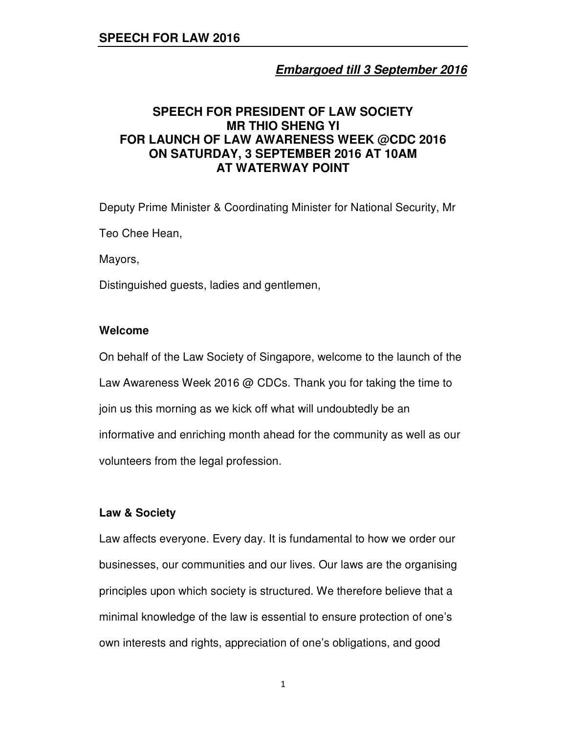*Embargoed till 3 September 2016*

# SPEECH FOR PRESIDENT OF LAW SOCIETY MR THIO SHENG YI FOR LAUNCH OF LAW AWARENESS WEEK @CDC 2016 ON SATURDAY, 3 SEPTEMBER 2016 AT 10AM AT WATERWAY POINT

Deputy Prime Minister & Coordinating Minister for National Security, Mr Teo Chee Hean,

Mayors,

Distinguished guests, ladies and gentlemen,

**Welcome**

On behalf of the Law Society of Singapore, welcome to the launch of the Law Awareness Week 2016 @ CDCs. Thank you for taking the time to join us this morning as we kick off what will undoubtedly be an informative and enriching month ahead for the community as well as our volunteers from the legal profession.

**Law & Society**

Law affects everyone. Every day. It is fundamental to how we order our businesses, our communities and our lives. Our laws are the organising principles upon which society is structured. We therefore believe that a minimal knowledge of the law is essential to ensure protection of one's own interests and rights, appreciation of one's obligations, and good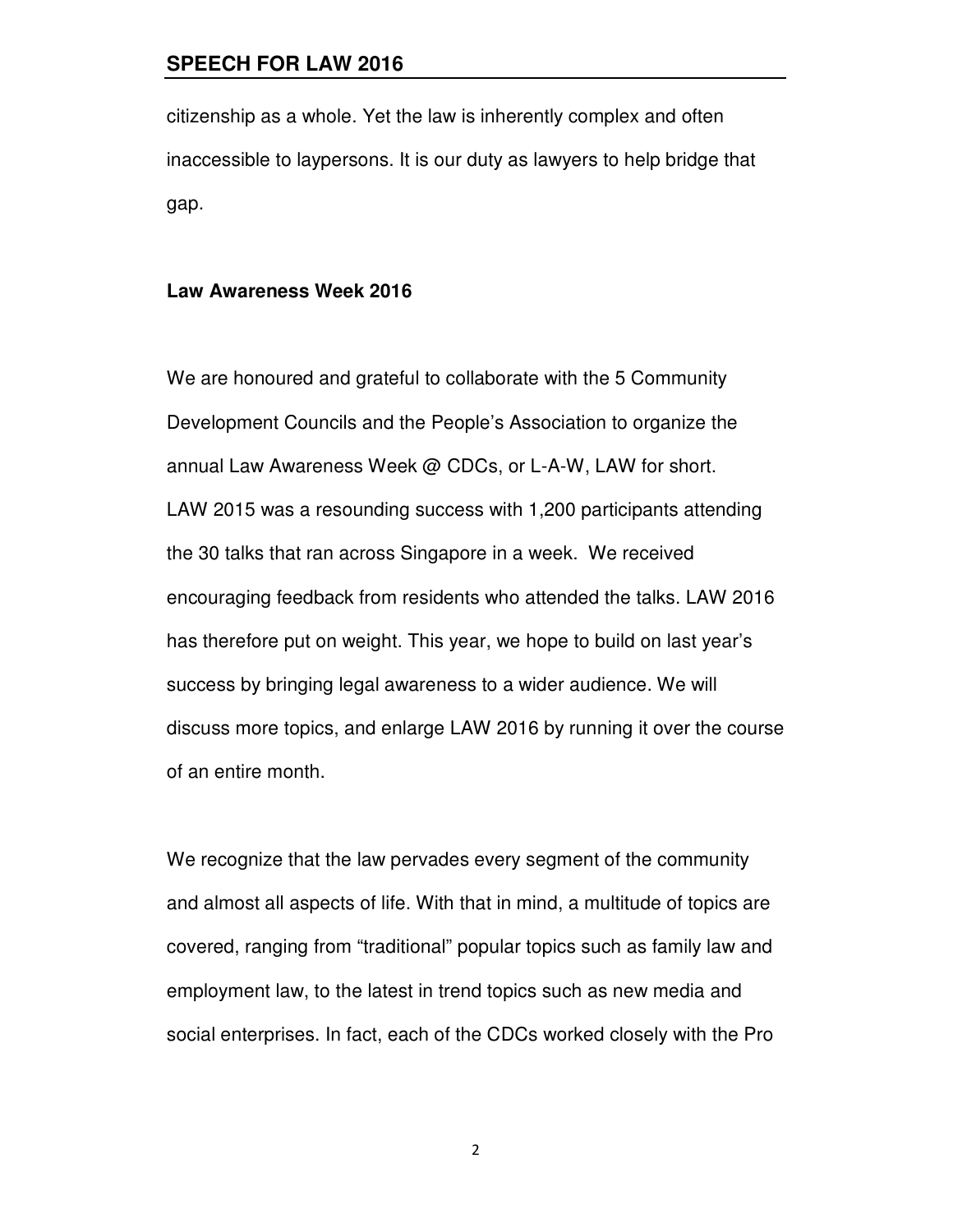citizenship as a whole. Yet the law is inherently complex and often inaccessible to laypersons. It is our duty as lawyers to help bridge that gap.

**Law Awareness Week 2016**

We are honoured and grateful to collaborate with the 5 Community Development Councils and the People's Association to organize the annual Law Awareness Week @ CDCs, or L-A-W, LAW for short. LAW 2015 was a resounding success with 1,200 participants attending the 30 talks that ran across Singapore in a week. We received encouraging feedback from residents who attended the talks. LAW 2016 has therefore put on weight. This year, we hope to build on last year's success by bringing legal awareness to a wider audience. We will discuss more topics, and enlarge LAW 2016 by running it over the course of an entire month.

We recognize that the law pervades every segment of the community and almost all aspects of life. With that in mind, a multitude of topics are covered, ranging from "traditional" popular topics such as family law and employment law, to the latest in trend topics such as new media and social enterprises. In fact, each of the CDCs worked closely with the Pro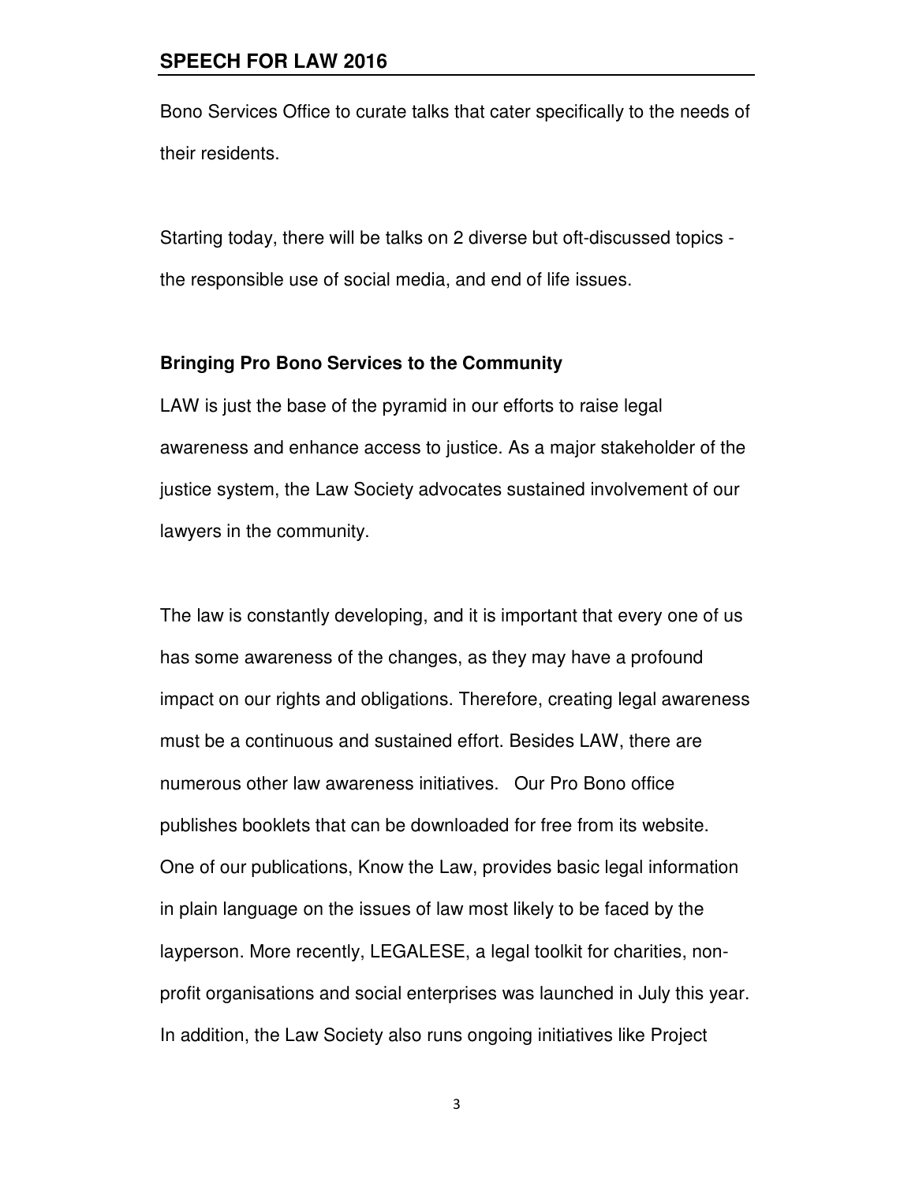Bono Services Office to curate talks that cater specifically to the needs of their residents.

Starting today, there will be talks on 2 diverse but oft-discussed topics - the responsible use of social media, and end of life issues.

**Bringing Pro Bono Services to the Community**

LAW is just the base of the pyramid in our efforts to raise legal awareness and enhance access to justice. As a major stakeholder of the justice system, the Law Society advocates sustained involvement of our lawyers in the community.

The law is constantly developing, and it is important that every one of us has some awareness of the changes, as they may have a profound impact on our rights and obligations. Therefore, creating legal awareness must be a continuous and sustained effort. Besides LAW, there are numerous other law awareness initiatives. Our Pro Bono office publishes booklets that can be downloaded for free from its website. One of our publications, Know the Law, provides basic legal information in plain language on the issues of law most likely to be faced by the layperson. More recently, LEGALESE, a legal toolkit for charities, non-profit organisations and social enterprises was launched in July this year. In addition, the Law Society also runs ongoing initiatives like Project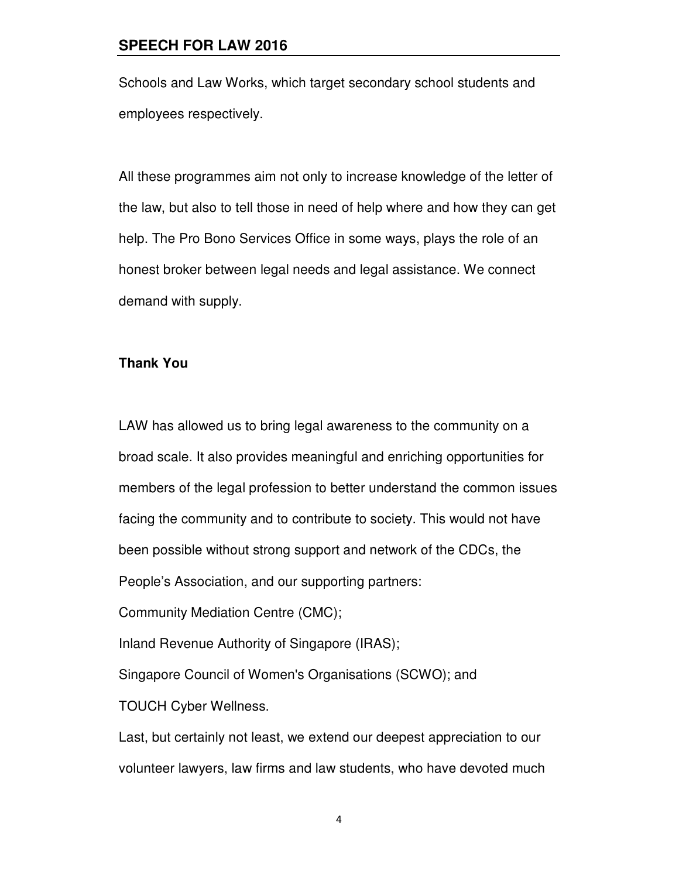Schools and Law Works, which target secondary school students and employees respectively.

All these programmes aim not only to increase knowledge of the letter of the law, but also to tell those in need of help where and how they can get help. The Pro Bono Services Office in some ways, plays the role of an honest broker between legal needs and legal assistance. We connect demand with supply.

**Thank You**

LAW has allowed us to bring legal awareness to the community on a broad scale. It also provides meaningful and enriching opportunities for members of the legal profession to better understand the common issues facing the community and to contribute to society. This would not have been possible without strong support and network of the CDCs, the People's Association, and our supporting partners:

Community Mediation Centre (CMC);

Inland Revenue Authority of Singapore (IRAS);

Singapore Council of Women's Organisations (SCWO); and

TOUCH Cyber Wellness.

Last, but certainly not least, we extend our deepest appreciation to our volunteer lawyers, law firms and law students, who have devoted much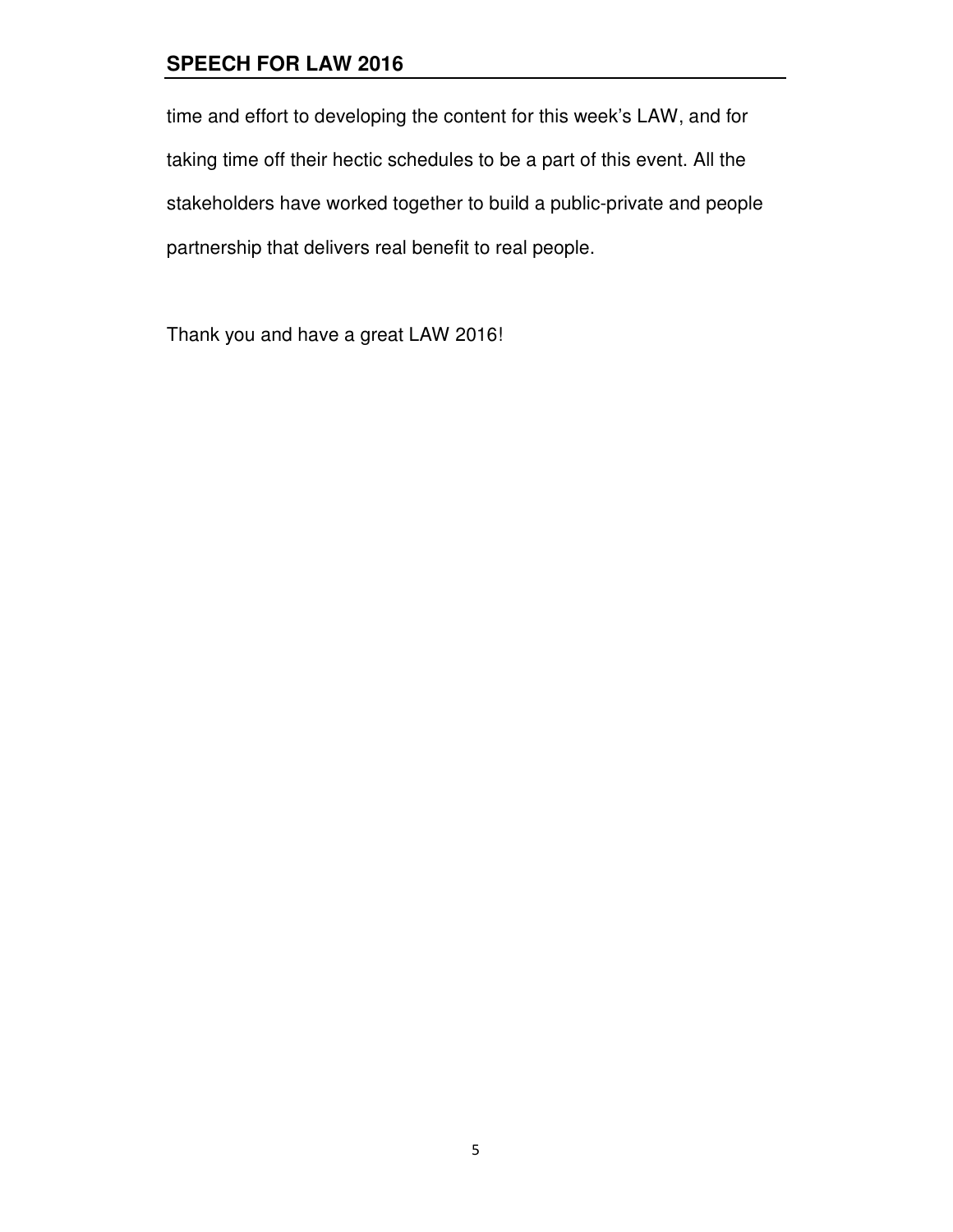time and effort to developing the content for this week's LAW, and for taking time off their hectic schedules to be a part of this event. All the stakeholders have worked together to build a public-private and people partnership that delivers real benefit to real people.

Thank you and have a great LAW 2016!